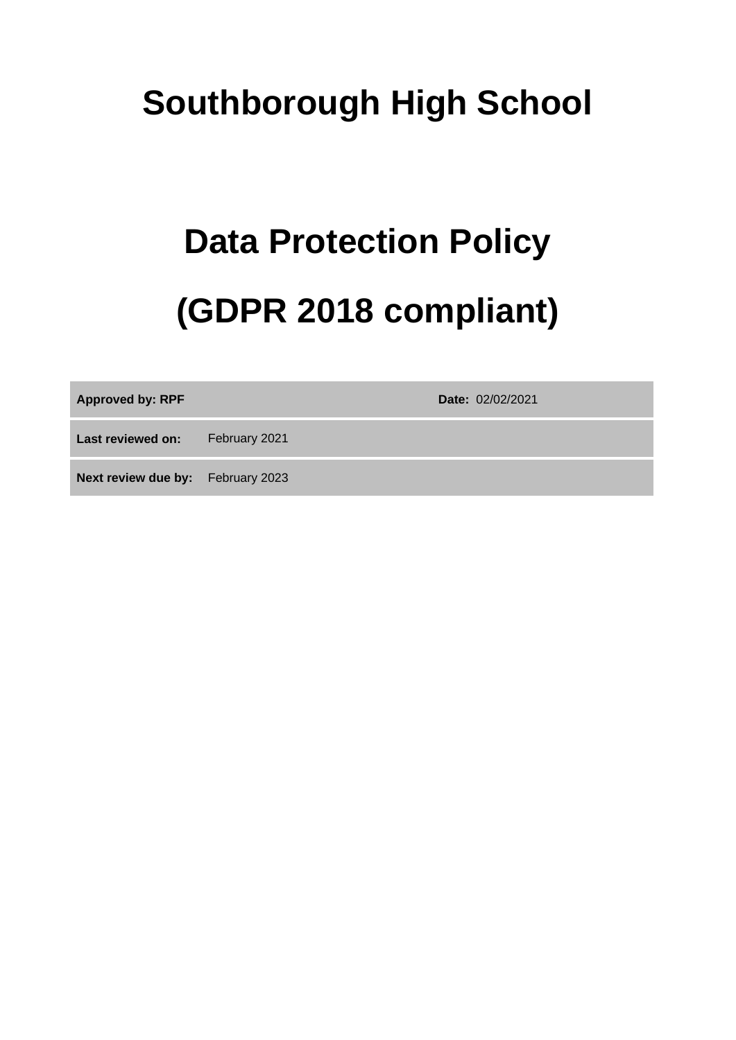# Southborough High School

# Data Protection Policy

# (GDPR 2018 compliant)

| **Approved by: RPF** | | **Date:** 02/02/2021 |
|---|---|---|
| **Last reviewed on:** | February 2021 | |
| **Next review due by:** | February 2023 | |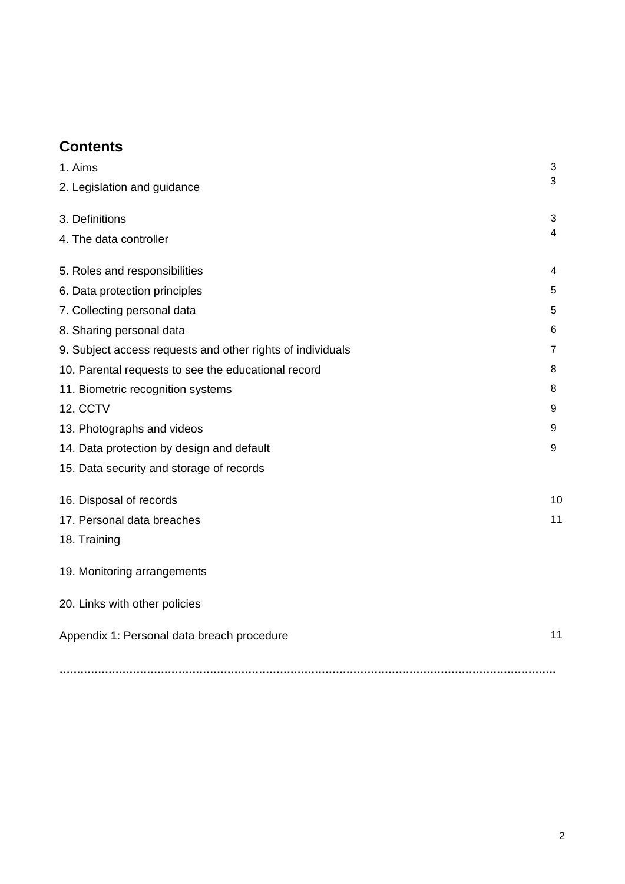## Contents

| | |
|---|---|
| 1. Aims | 3 |
| 2. Legislation and guidance | 3 |
| 3. Definitions | 3 |
| 4. The data controller | 4 |
| 5. Roles and responsibilities | 4 |
| 6. Data protection principles | 5 |
| 7. Collecting personal data | 5 |
| 8. Sharing personal data | 6 |
| 9. Subject access requests and other rights of individuals | 7 |
| 10. Parental requests to see the educational record | 8 |
| 11. Biometric recognition systems | 8 |
| 12. CCTV | 9 |
| 13. Photographs and videos | 9 |
| 14. Data protection by design and default | 9 |
| 15. Data security and storage of records | |
| 16. Disposal of records | 10 |
| 17. Personal data breaches | 11 |
| 18. Training | |
| 19. Monitoring arrangements | |
| 20. Links with other policies | |
| Appendix 1: Personal data breach procedure | 11 |

..............................................................................................................................................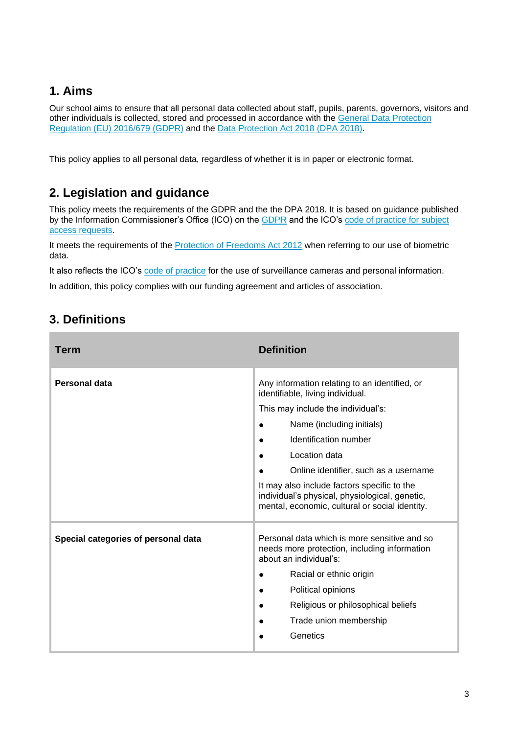## 1. Aims

Our school aims to ensure that all personal data collected about staff, pupils, parents, governors, visitors and other individuals is collected, stored and processed in accordance with the General Data Protection Regulation (EU) 2016/679 (GDPR) and the Data Protection Act 2018 (DPA 2018).

This policy applies to all personal data, regardless of whether it is in paper or electronic format.

## 2. Legislation and guidance

This policy meets the requirements of the GDPR and the the DPA 2018. It is based on guidance published by the Information Commissioner's Office (ICO) on the GDPR and the ICO's code of practice for subject access requests.

It meets the requirements of the Protection of Freedoms Act 2012 when referring to our use of biometric data.

It also reflects the ICO's code of practice for the use of surveillance cameras and personal information.

In addition, this policy complies with our funding agreement and articles of association.

## 3. Definitions

| Term | Definition |
|---|---|
| **Personal data** | Any information relating to an identified, or identifiable, living individual.<br>This may include the individual's:<br>• Name (including initials)<br>• Identification number<br>• Location data<br>• Online identifier, such as a username<br>It may also include factors specific to the individual's physical, physiological, genetic, mental, economic, cultural or social identity. |
| **Special categories of personal data** | Personal data which is more sensitive and so needs more protection, including information about an individual's:<br>• Racial or ethnic origin<br>• Political opinions<br>• Religious or philosophical beliefs<br>• Trade union membership<br>• Genetics |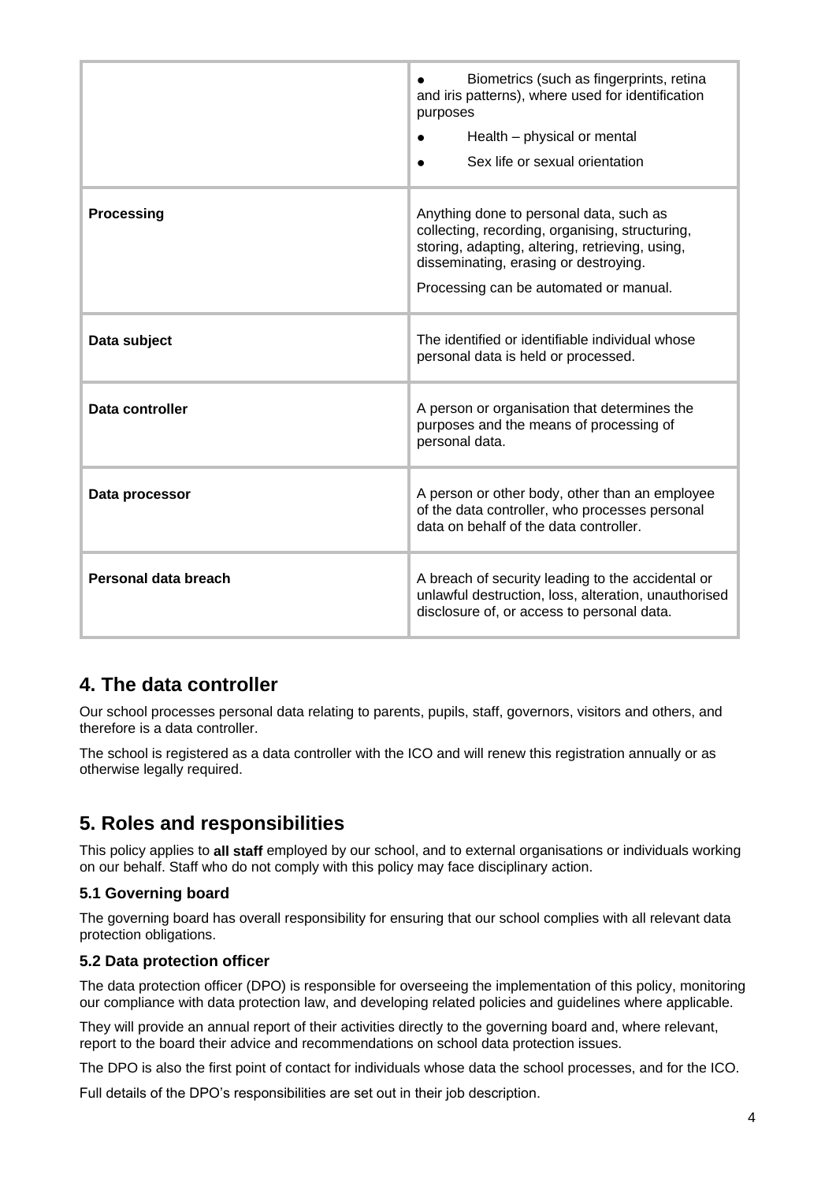| | |
|---|---|
| | • Biometrics (such as fingerprints, retina and iris patterns), where used for identification purposes<br>• Health – physical or mental<br>• Sex life or sexual orientation |
| **Processing** | Anything done to personal data, such as collecting, recording, organising, structuring, storing, adapting, altering, retrieving, using, disseminating, erasing or destroying.<br>Processing can be automated or manual. |
| **Data subject** | The identified or identifiable individual whose personal data is held or processed. |
| **Data controller** | A person or organisation that determines the purposes and the means of processing of personal data. |
| **Data processor** | A person or other body, other than an employee of the data controller, who processes personal data on behalf of the data controller. |
| **Personal data breach** | A breach of security leading to the accidental or unlawful destruction, loss, alteration, unauthorised disclosure of, or access to personal data. |

## 4. The data controller

Our school processes personal data relating to parents, pupils, staff, governors, visitors and others, and therefore is a data controller.

The school is registered as a data controller with the ICO and will renew this registration annually or as otherwise legally required.

## 5. Roles and responsibilities

This policy applies to **all staff** employed by our school, and to external organisations or individuals working on our behalf. Staff who do not comply with this policy may face disciplinary action.

### 5.1 Governing board

The governing board has overall responsibility for ensuring that our school complies with all relevant data protection obligations.

### 5.2 Data protection officer

The data protection officer (DPO) is responsible for overseeing the implementation of this policy, monitoring our compliance with data protection law, and developing related policies and guidelines where applicable.

They will provide an annual report of their activities directly to the governing board and, where relevant, report to the board their advice and recommendations on school data protection issues.

The DPO is also the first point of contact for individuals whose data the school processes, and for the ICO.

Full details of the DPO's responsibilities are set out in their job description.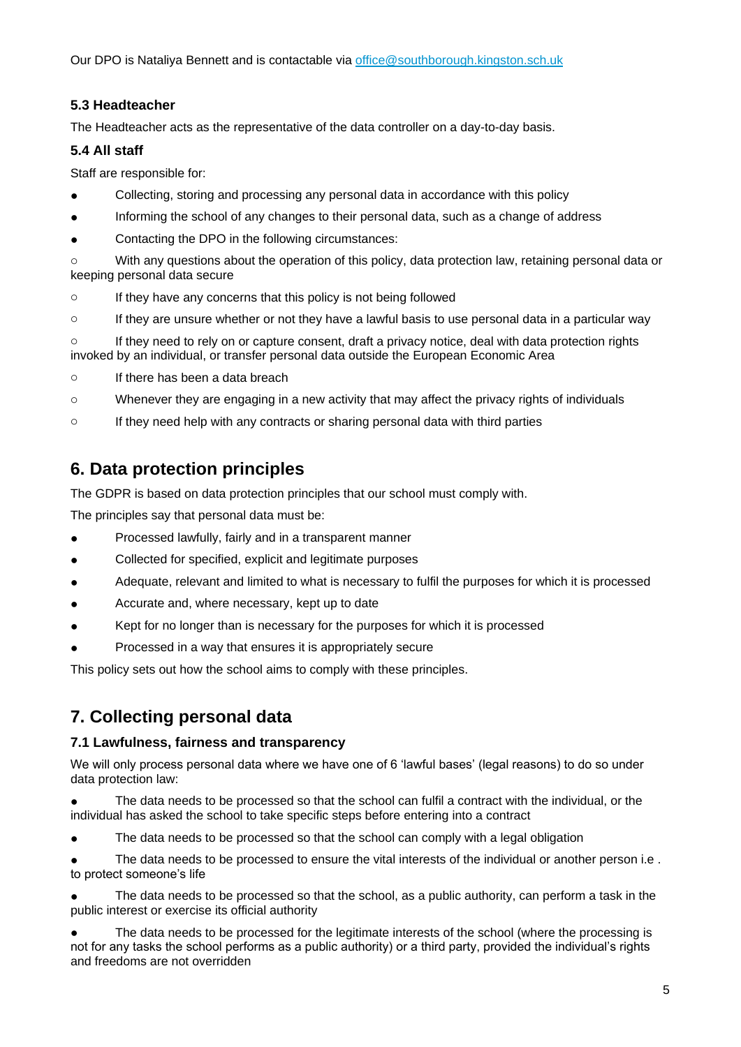Our DPO is Nataliya Bennett and is contactable via [office@southborough.kingston.sch.uk](mailto:office@southborough.kingston.sch.uk)

### 5.3 Headteacher

The Headteacher acts as the representative of the data controller on a day-to-day basis.

### 5.4 All staff

Staff are responsible for:

- Collecting, storing and processing any personal data in accordance with this policy
- Informing the school of any changes to their personal data, such as a change of address
- Contacting the DPO in the following circumstances:
  - With any questions about the operation of this policy, data protection law, retaining personal data or keeping personal data secure
  - If they have any concerns that this policy is not being followed
  - If they are unsure whether or not they have a lawful basis to use personal data in a particular way
  - If they need to rely on or capture consent, draft a privacy notice, deal with data protection rights invoked by an individual, or transfer personal data outside the European Economic Area
  - If there has been a data breach
  - Whenever they are engaging in a new activity that may affect the privacy rights of individuals
  - If they need help with any contracts or sharing personal data with third parties

## 6. Data protection principles

The GDPR is based on data protection principles that our school must comply with.

The principles say that personal data must be:

- Processed lawfully, fairly and in a transparent manner
- Collected for specified, explicit and legitimate purposes
- Adequate, relevant and limited to what is necessary to fulfil the purposes for which it is processed
- Accurate and, where necessary, kept up to date
- Kept for no longer than is necessary for the purposes for which it is processed
- Processed in a way that ensures it is appropriately secure

This policy sets out how the school aims to comply with these principles.

## 7. Collecting personal data

### 7.1 Lawfulness, fairness and transparency

We will only process personal data where we have one of 6 'lawful bases' (legal reasons) to do so under data protection law:

- The data needs to be processed so that the school can fulfil a contract with the individual, or the individual has asked the school to take specific steps before entering into a contract
- The data needs to be processed so that the school can comply with a legal obligation
- The data needs to be processed to ensure the vital interests of the individual or another person i.e . to protect someone's life
- The data needs to be processed so that the school, as a public authority, can perform a task in the public interest or exercise its official authority
- The data needs to be processed for the legitimate interests of the school (where the processing is not for any tasks the school performs as a public authority) or a third party, provided the individual's rights and freedoms are not overridden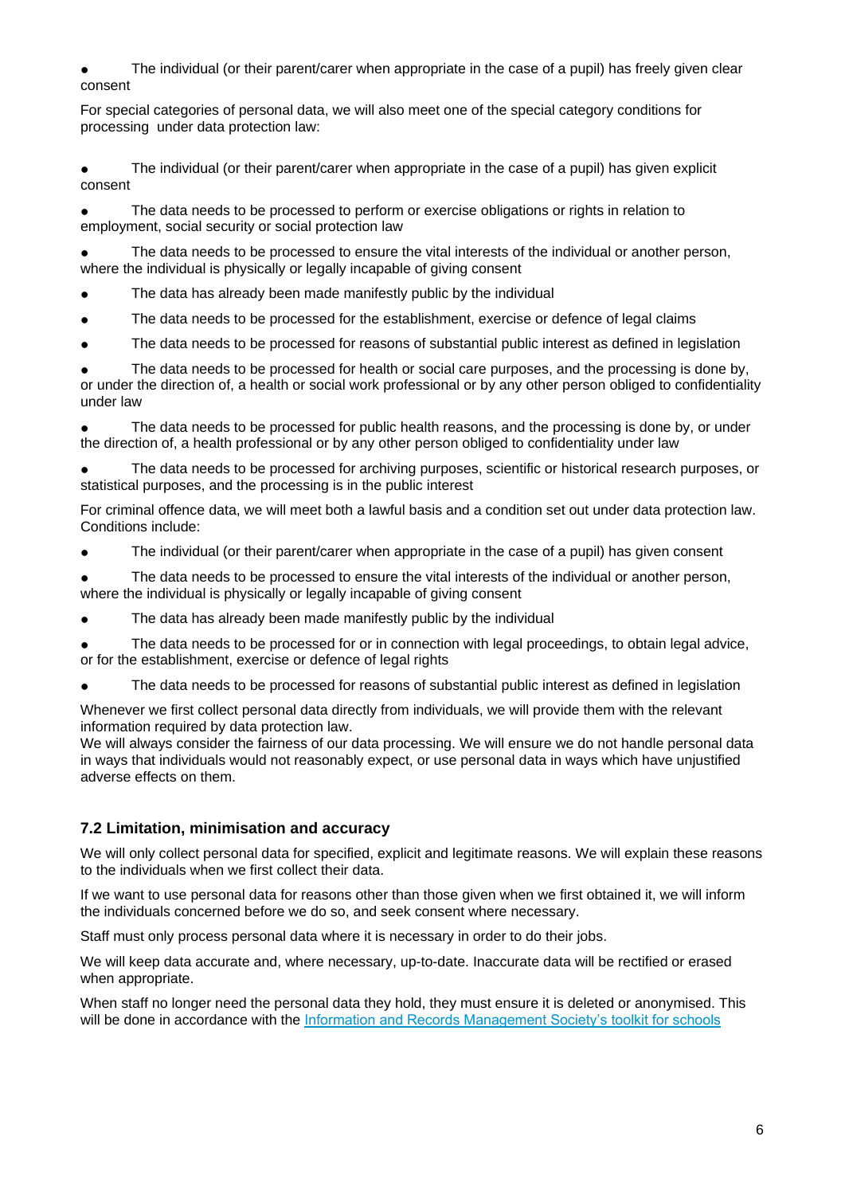- The individual (or their parent/carer when appropriate in the case of a pupil) has freely given clear consent

For special categories of personal data, we will also meet one of the special category conditions for processing under data protection law:

- The individual (or their parent/carer when appropriate in the case of a pupil) has given explicit consent
- The data needs to be processed to perform or exercise obligations or rights in relation to employment, social security or social protection law
- The data needs to be processed to ensure the vital interests of the individual or another person, where the individual is physically or legally incapable of giving consent
- The data has already been made manifestly public by the individual
- The data needs to be processed for the establishment, exercise or defence of legal claims
- The data needs to be processed for reasons of substantial public interest as defined in legislation
- The data needs to be processed for health or social care purposes, and the processing is done by, or under the direction of, a health or social work professional or by any other person obliged to confidentiality under law
- The data needs to be processed for public health reasons, and the processing is done by, or under the direction of, a health professional or by any other person obliged to confidentiality under law
- The data needs to be processed for archiving purposes, scientific or historical research purposes, or statistical purposes, and the processing is in the public interest

For criminal offence data, we will meet both a lawful basis and a condition set out under data protection law. Conditions include:

- The individual (or their parent/carer when appropriate in the case of a pupil) has given consent
- The data needs to be processed to ensure the vital interests of the individual or another person, where the individual is physically or legally incapable of giving consent
- The data has already been made manifestly public by the individual
- The data needs to be processed for or in connection with legal proceedings, to obtain legal advice, or for the establishment, exercise or defence of legal rights
- The data needs to be processed for reasons of substantial public interest as defined in legislation

Whenever we first collect personal data directly from individuals, we will provide them with the relevant information required by data protection law.
We will always consider the fairness of our data processing. We will ensure we do not handle personal data in ways that individuals would not reasonably expect, or use personal data in ways which have unjustified adverse effects on them.

### 7.2 Limitation, minimisation and accuracy

We will only collect personal data for specified, explicit and legitimate reasons. We will explain these reasons to the individuals when we first collect their data.

If we want to use personal data for reasons other than those given when we first obtained it, we will inform the individuals concerned before we do so, and seek consent where necessary.

Staff must only process personal data where it is necessary in order to do their jobs.

We will keep data accurate and, where necessary, up-to-date. Inaccurate data will be rectified or erased when appropriate.

When staff no longer need the personal data they hold, they must ensure it is deleted or anonymised. This will be done in accordance with the Information and Records Management Society's toolkit for schools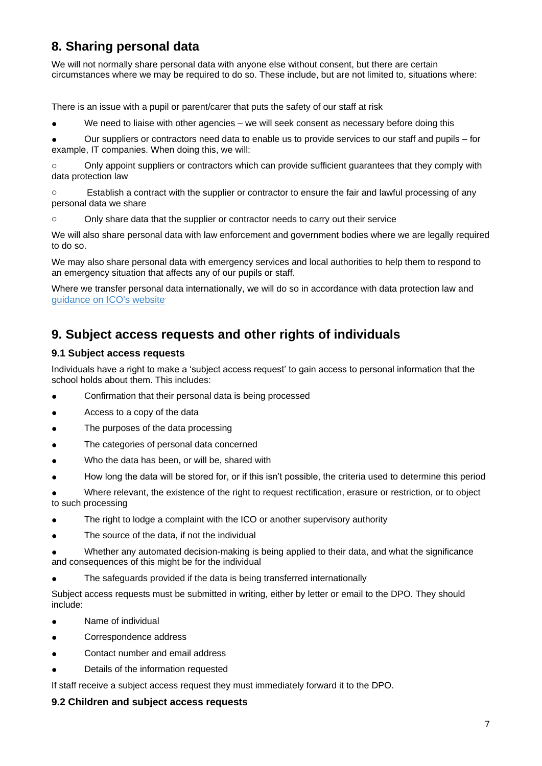## 8. Sharing personal data

We will not normally share personal data with anyone else without consent, but there are certain circumstances where we may be required to do so. These include, but are not limited to, situations where:

There is an issue with a pupil or parent/carer that puts the safety of our staff at risk

- We need to liaise with other agencies – we will seek consent as necessary before doing this
- Our suppliers or contractors need data to enable us to provide services to our staff and pupils – for example, IT companies. When doing this, we will:
  - Only appoint suppliers or contractors which can provide sufficient guarantees that they comply with data protection law
  - Establish a contract with the supplier or contractor to ensure the fair and lawful processing of any personal data we share
  - Only share data that the supplier or contractor needs to carry out their service

We will also share personal data with law enforcement and government bodies where we are legally required to do so.

We may also share personal data with emergency services and local authorities to help them to respond to an emergency situation that affects any of our pupils or staff.

Where we transfer personal data internationally, we will do so in accordance with data protection law and guidance on ICO's website.

## 9. Subject access requests and other rights of individuals

### 9.1 Subject access requests

Individuals have a right to make a 'subject access request' to gain access to personal information that the school holds about them. This includes:

- Confirmation that their personal data is being processed
- Access to a copy of the data
- The purposes of the data processing
- The categories of personal data concerned
- Who the data has been, or will be, shared with
- How long the data will be stored for, or if this isn't possible, the criteria used to determine this period
- Where relevant, the existence of the right to request rectification, erasure or restriction, or to object to such processing
- The right to lodge a complaint with the ICO or another supervisory authority
- The source of the data, if not the individual
- Whether any automated decision-making is being applied to their data, and what the significance and consequences of this might be for the individual
- The safeguards provided if the data is being transferred internationally

Subject access requests must be submitted in writing, either by letter or email to the DPO. They should include:

- Name of individual
- Correspondence address
- Contact number and email address
- Details of the information requested

If staff receive a subject access request they must immediately forward it to the DPO.

### 9.2 Children and subject access requests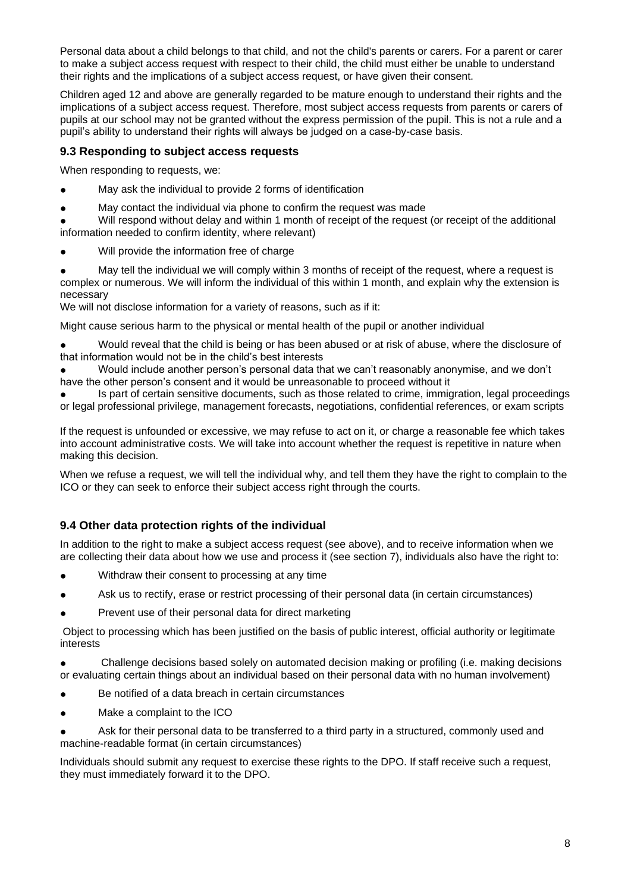Personal data about a child belongs to that child, and not the child's parents or carers. For a parent or carer to make a subject access request with respect to their child, the child must either be unable to understand their rights and the implications of a subject access request, or have given their consent.

Children aged 12 and above are generally regarded to be mature enough to understand their rights and the implications of a subject access request. Therefore, most subject access requests from parents or carers of pupils at our school may not be granted without the express permission of the pupil. This is not a rule and a pupil's ability to understand their rights will always be judged on a case-by-case basis.

### 9.3 Responding to subject access requests

When responding to requests, we:

- May ask the individual to provide 2 forms of identification
- May contact the individual via phone to confirm the request was made
- Will respond without delay and within 1 month of receipt of the request (or receipt of the additional information needed to confirm identity, where relevant)
- Will provide the information free of charge
- May tell the individual we will comply within 3 months of receipt of the request, where a request is complex or numerous. We will inform the individual of this within 1 month, and explain why the extension is necessary

We will not disclose information for a variety of reasons, such as if it:

Might cause serious harm to the physical or mental health of the pupil or another individual

- Would reveal that the child is being or has been abused or at risk of abuse, where the disclosure of that information would not be in the child's best interests
- Would include another person's personal data that we can't reasonably anonymise, and we don't have the other person's consent and it would be unreasonable to proceed without it
- Is part of certain sensitive documents, such as those related to crime, immigration, legal proceedings or legal professional privilege, management forecasts, negotiations, confidential references, or exam scripts

If the request is unfounded or excessive, we may refuse to act on it, or charge a reasonable fee which takes into account administrative costs. We will take into account whether the request is repetitive in nature when making this decision.

When we refuse a request, we will tell the individual why, and tell them they have the right to complain to the ICO or they can seek to enforce their subject access right through the courts.

### 9.4 Other data protection rights of the individual

In addition to the right to make a subject access request (see above), and to receive information when we are collecting their data about how we use and process it (see section 7), individuals also have the right to:

- Withdraw their consent to processing at any time
- Ask us to rectify, erase or restrict processing of their personal data (in certain circumstances)
- Prevent use of their personal data for direct marketing

Object to processing which has been justified on the basis of public interest, official authority or legitimate interests

- Challenge decisions based solely on automated decision making or profiling (i.e. making decisions or evaluating certain things about an individual based on their personal data with no human involvement)
- Be notified of a data breach in certain circumstances
- Make a complaint to the ICO
- Ask for their personal data to be transferred to a third party in a structured, commonly used and machine-readable format (in certain circumstances)

Individuals should submit any request to exercise these rights to the DPO. If staff receive such a request, they must immediately forward it to the DPO.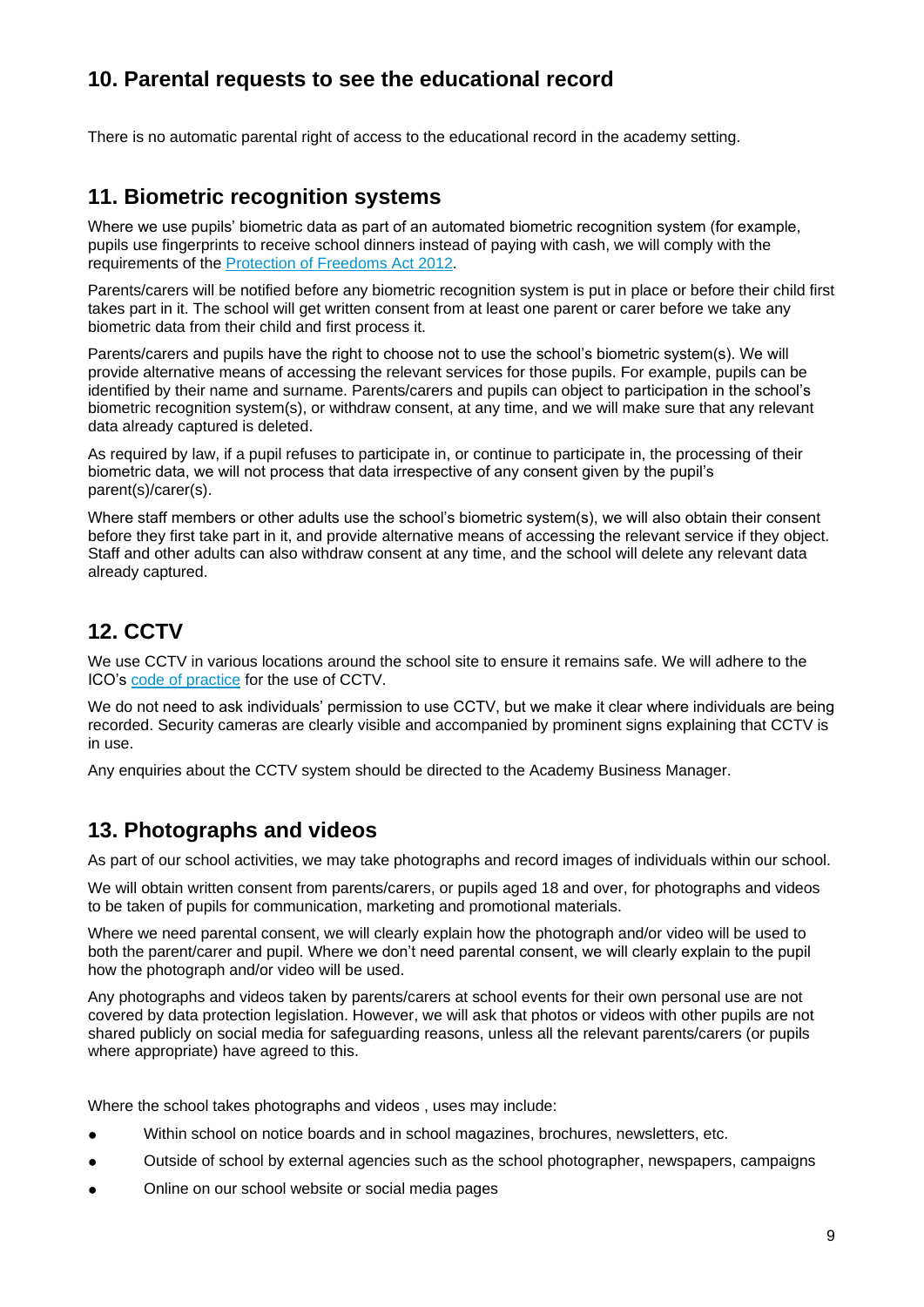## 10. Parental requests to see the educational record

There is no automatic parental right of access to the educational record in the academy setting.

## 11. Biometric recognition systems

Where we use pupils' biometric data as part of an automated biometric recognition system (for example, pupils use fingerprints to receive school dinners instead of paying with cash, we will comply with the requirements of the [Protection of Freedoms Act 2012](#).

Parents/carers will be notified before any biometric recognition system is put in place or before their child first takes part in it. The school will get written consent from at least one parent or carer before we take any biometric data from their child and first process it.

Parents/carers and pupils have the right to choose not to use the school's biometric system(s). We will provide alternative means of accessing the relevant services for those pupils. For example, pupils can be identified by their name and surname. Parents/carers and pupils can object to participation in the school's biometric recognition system(s), or withdraw consent, at any time, and we will make sure that any relevant data already captured is deleted.

As required by law, if a pupil refuses to participate in, or continue to participate in, the processing of their biometric data, we will not process that data irrespective of any consent given by the pupil's parent(s)/carer(s).

Where staff members or other adults use the school's biometric system(s), we will also obtain their consent before they first take part in it, and provide alternative means of accessing the relevant service if they object. Staff and other adults can also withdraw consent at any time, and the school will delete any relevant data already captured.

## 12. CCTV

We use CCTV in various locations around the school site to ensure it remains safe. We will adhere to the ICO's [code of practice](#) for the use of CCTV.

We do not need to ask individuals' permission to use CCTV, but we make it clear where individuals are being recorded. Security cameras are clearly visible and accompanied by prominent signs explaining that CCTV is in use.

Any enquiries about the CCTV system should be directed to the Academy Business Manager.

## 13. Photographs and videos

As part of our school activities, we may take photographs and record images of individuals within our school.

We will obtain written consent from parents/carers, or pupils aged 18 and over, for photographs and videos to be taken of pupils for communication, marketing and promotional materials.

Where we need parental consent, we will clearly explain how the photograph and/or video will be used to both the parent/carer and pupil. Where we don't need parental consent, we will clearly explain to the pupil how the photograph and/or video will be used.

Any photographs and videos taken by parents/carers at school events for their own personal use are not covered by data protection legislation. However, we will ask that photos or videos with other pupils are not shared publicly on social media for safeguarding reasons, unless all the relevant parents/carers (or pupils where appropriate) have agreed to this.

Where the school takes photographs and videos , uses may include:

- Within school on notice boards and in school magazines, brochures, newsletters, etc.
- Outside of school by external agencies such as the school photographer, newspapers, campaigns
- Online on our school website or social media pages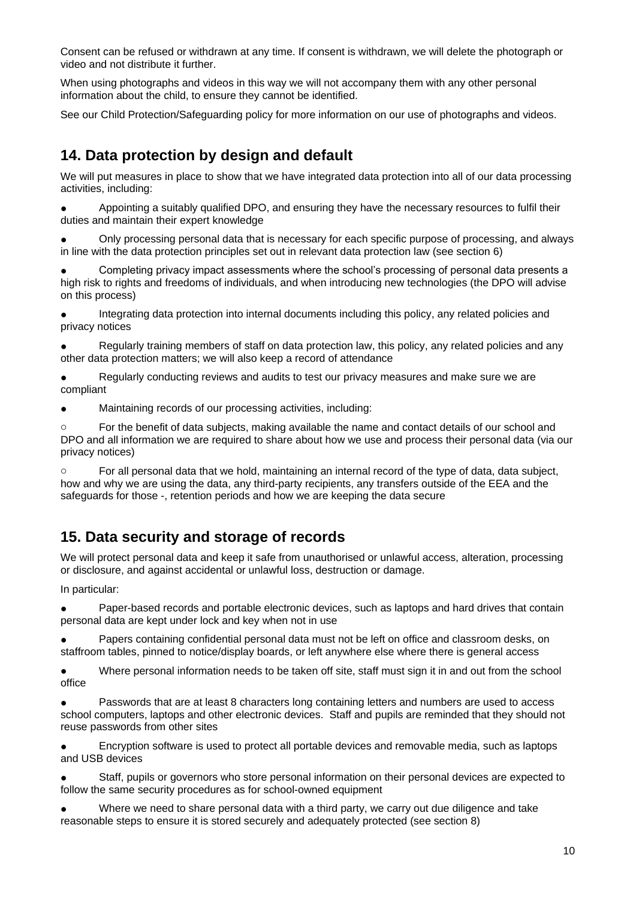Consent can be refused or withdrawn at any time. If consent is withdrawn, we will delete the photograph or video and not distribute it further.

When using photographs and videos in this way we will not accompany them with any other personal information about the child, to ensure they cannot be identified.

See our Child Protection/Safeguarding policy for more information on our use of photographs and videos.

## 14. Data protection by design and default

We will put measures in place to show that we have integrated data protection into all of our data processing activities, including:

- Appointing a suitably qualified DPO, and ensuring they have the necessary resources to fulfil their duties and maintain their expert knowledge
- Only processing personal data that is necessary for each specific purpose of processing, and always in line with the data protection principles set out in relevant data protection law (see section 6)
- Completing privacy impact assessments where the school's processing of personal data presents a high risk to rights and freedoms of individuals, and when introducing new technologies (the DPO will advise on this process)
- Integrating data protection into internal documents including this policy, any related policies and privacy notices
- Regularly training members of staff on data protection law, this policy, any related policies and any other data protection matters; we will also keep a record of attendance
- Regularly conducting reviews and audits to test our privacy measures and make sure we are compliant
- Maintaining records of our processing activities, including:
    - For the benefit of data subjects, making available the name and contact details of our school and DPO and all information we are required to share about how we use and process their personal data (via our privacy notices)
    - For all personal data that we hold, maintaining an internal record of the type of data, data subject, how and why we are using the data, any third-party recipients, any transfers outside of the EEA and the safeguards for those -, retention periods and how we are keeping the data secure

## 15. Data security and storage of records

We will protect personal data and keep it safe from unauthorised or unlawful access, alteration, processing or disclosure, and against accidental or unlawful loss, destruction or damage.

In particular:

- Paper-based records and portable electronic devices, such as laptops and hard drives that contain personal data are kept under lock and key when not in use
- Papers containing confidential personal data must not be left on office and classroom desks, on staffroom tables, pinned to notice/display boards, or left anywhere else where there is general access
- Where personal information needs to be taken off site, staff must sign it in and out from the school office
- Passwords that are at least 8 characters long containing letters and numbers are used to access school computers, laptops and other electronic devices. Staff and pupils are reminded that they should not reuse passwords from other sites
- Encryption software is used to protect all portable devices and removable media, such as laptops and USB devices
- Staff, pupils or governors who store personal information on their personal devices are expected to follow the same security procedures as for school-owned equipment
- Where we need to share personal data with a third party, we carry out due diligence and take reasonable steps to ensure it is stored securely and adequately protected (see section 8)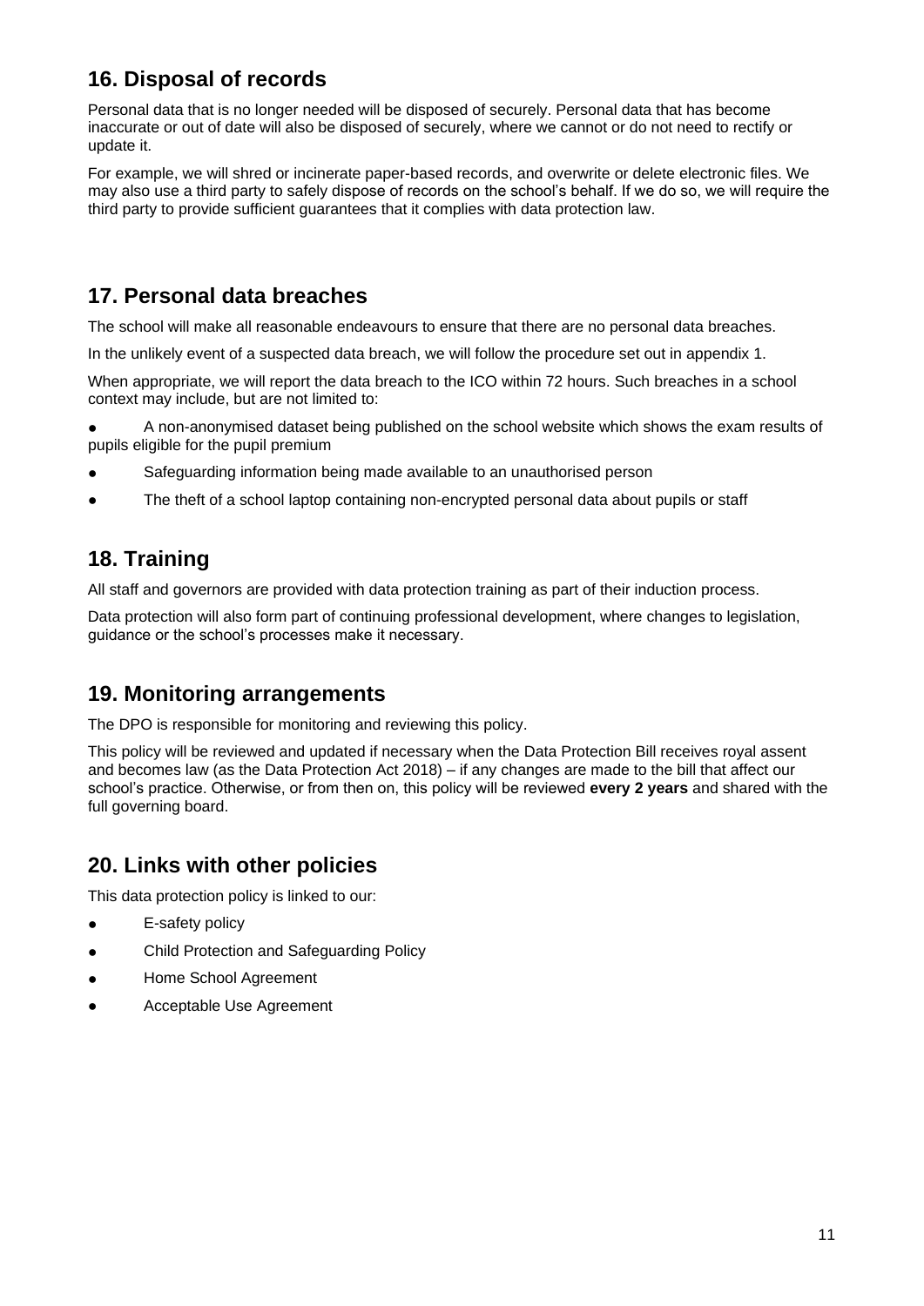## 16. Disposal of records

Personal data that is no longer needed will be disposed of securely. Personal data that has become inaccurate or out of date will also be disposed of securely, where we cannot or do not need to rectify or update it.

For example, we will shred or incinerate paper-based records, and overwrite or delete electronic files. We may also use a third party to safely dispose of records on the school's behalf. If we do so, we will require the third party to provide sufficient guarantees that it complies with data protection law.

## 17. Personal data breaches

The school will make all reasonable endeavours to ensure that there are no personal data breaches.

In the unlikely event of a suspected data breach, we will follow the procedure set out in appendix 1.

When appropriate, we will report the data breach to the ICO within 72 hours. Such breaches in a school context may include, but are not limited to:

- A non-anonymised dataset being published on the school website which shows the exam results of pupils eligible for the pupil premium
- Safeguarding information being made available to an unauthorised person
- The theft of a school laptop containing non-encrypted personal data about pupils or staff

## 18. Training

All staff and governors are provided with data protection training as part of their induction process.

Data protection will also form part of continuing professional development, where changes to legislation, guidance or the school's processes make it necessary.

## 19. Monitoring arrangements

The DPO is responsible for monitoring and reviewing this policy.

This policy will be reviewed and updated if necessary when the Data Protection Bill receives royal assent and becomes law (as the Data Protection Act 2018) – if any changes are made to the bill that affect our school's practice. Otherwise, or from then on, this policy will be reviewed **every 2 years** and shared with the full governing board.

## 20. Links with other policies

This data protection policy is linked to our:

- E-safety policy
- Child Protection and Safeguarding Policy
- Home School Agreement
- Acceptable Use Agreement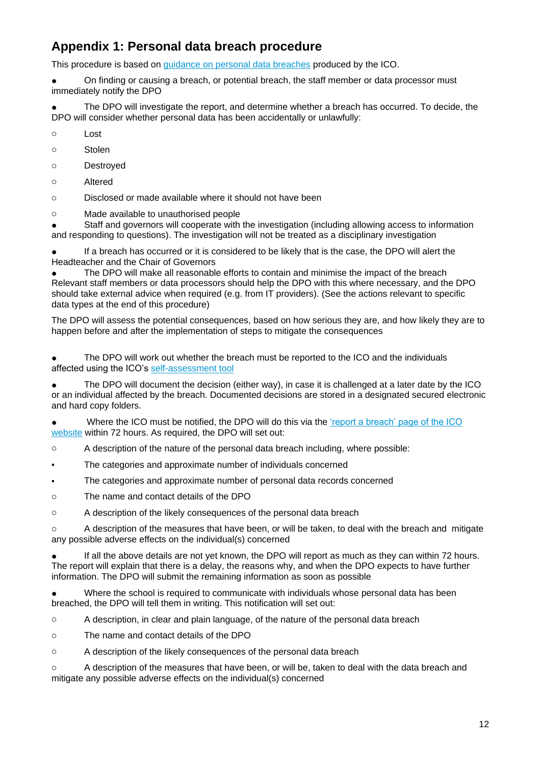## Appendix 1: Personal data breach procedure

This procedure is based on [guidance on personal data breaches](#) produced by the ICO.

- On finding or causing a breach, or potential breach, the staff member or data processor must immediately notify the DPO
- The DPO will investigate the report, and determine whether a breach has occurred. To decide, the DPO will consider whether personal data has been accidentally or unlawfully:
  - Lost
  - Stolen
  - Destroyed
  - Altered
  - Disclosed or made available where it should not have been
  - Made available to unauthorised people
- Staff and governors will cooperate with the investigation (including allowing access to information and responding to questions). The investigation will not be treated as a disciplinary investigation
- If a breach has occurred or it is considered to be likely that is the case, the DPO will alert the Headteacher and the Chair of Governors
- The DPO will make all reasonable efforts to contain and minimise the impact of the breach Relevant staff members or data processors should help the DPO with this where necessary, and the DPO should take external advice when required (e.g. from IT providers). (See the actions relevant to specific data types at the end of this procedure)

The DPO will assess the potential consequences, based on how serious they are, and how likely they are to happen before and after the implementation of steps to mitigate the consequences

- The DPO will work out whether the breach must be reported to the ICO and the individuals affected using the ICO's [self-assessment tool](#)
- The DPO will document the decision (either way), in case it is challenged at a later date by the ICO or an individual affected by the breach. Documented decisions are stored in a designated secured electronic and hard copy folders.
- Where the ICO must be notified, the DPO will do this via the ['report a breach' page of the ICO website](#) within 72 hours. As required, the DPO will set out:
  - A description of the nature of the personal data breach including, where possible:
    - The categories and approximate number of individuals concerned
    - The categories and approximate number of personal data records concerned
  - The name and contact details of the DPO
  - A description of the likely consequences of the personal data breach
  - A description of the measures that have been, or will be taken, to deal with the breach and mitigate any possible adverse effects on the individual(s) concerned
- If all the above details are not yet known, the DPO will report as much as they can within 72 hours. The report will explain that there is a delay, the reasons why, and when the DPO expects to have further information. The DPO will submit the remaining information as soon as possible
- Where the school is required to communicate with individuals whose personal data has been breached, the DPO will tell them in writing. This notification will set out:
  - A description, in clear and plain language, of the nature of the personal data breach
  - The name and contact details of the DPO
  - A description of the likely consequences of the personal data breach
  - A description of the measures that have been, or will be, taken to deal with the data breach and mitigate any possible adverse effects on the individual(s) concerned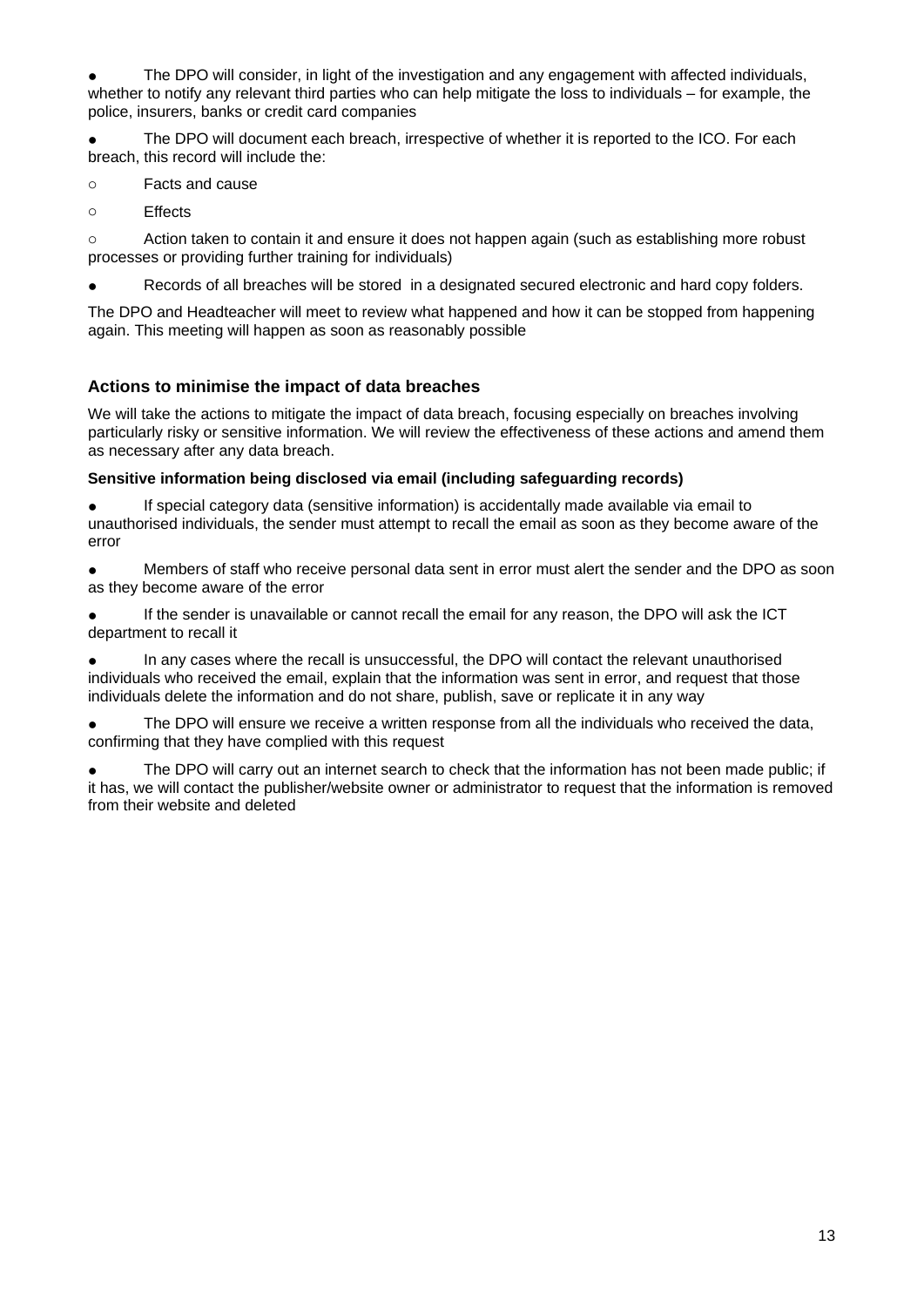- The DPO will consider, in light of the investigation and any engagement with affected individuals, whether to notify any relevant third parties who can help mitigate the loss to individuals – for example, the police, insurers, banks or credit card companies
- The DPO will document each breach, irrespective of whether it is reported to the ICO. For each breach, this record will include the:
  - Facts and cause
  - Effects
  - Action taken to contain it and ensure it does not happen again (such as establishing more robust processes or providing further training for individuals)
- Records of all breaches will be stored in a designated secured electronic and hard copy folders.

The DPO and Headteacher will meet to review what happened and how it can be stopped from happening again. This meeting will happen as soon as reasonably possible

### Actions to minimise the impact of data breaches

We will take the actions to mitigate the impact of data breach, focusing especially on breaches involving particularly risky or sensitive information. We will review the effectiveness of these actions and amend them as necessary after any data breach.

**Sensitive information being disclosed via email (including safeguarding records)**

- If special category data (sensitive information) is accidentally made available via email to unauthorised individuals, the sender must attempt to recall the email as soon as they become aware of the error
- Members of staff who receive personal data sent in error must alert the sender and the DPO as soon as they become aware of the error
- If the sender is unavailable or cannot recall the email for any reason, the DPO will ask the ICT department to recall it
- In any cases where the recall is unsuccessful, the DPO will contact the relevant unauthorised individuals who received the email, explain that the information was sent in error, and request that those individuals delete the information and do not share, publish, save or replicate it in any way
- The DPO will ensure we receive a written response from all the individuals who received the data, confirming that they have complied with this request
- The DPO will carry out an internet search to check that the information has not been made public; if it has, we will contact the publisher/website owner or administrator to request that the information is removed from their website and deleted